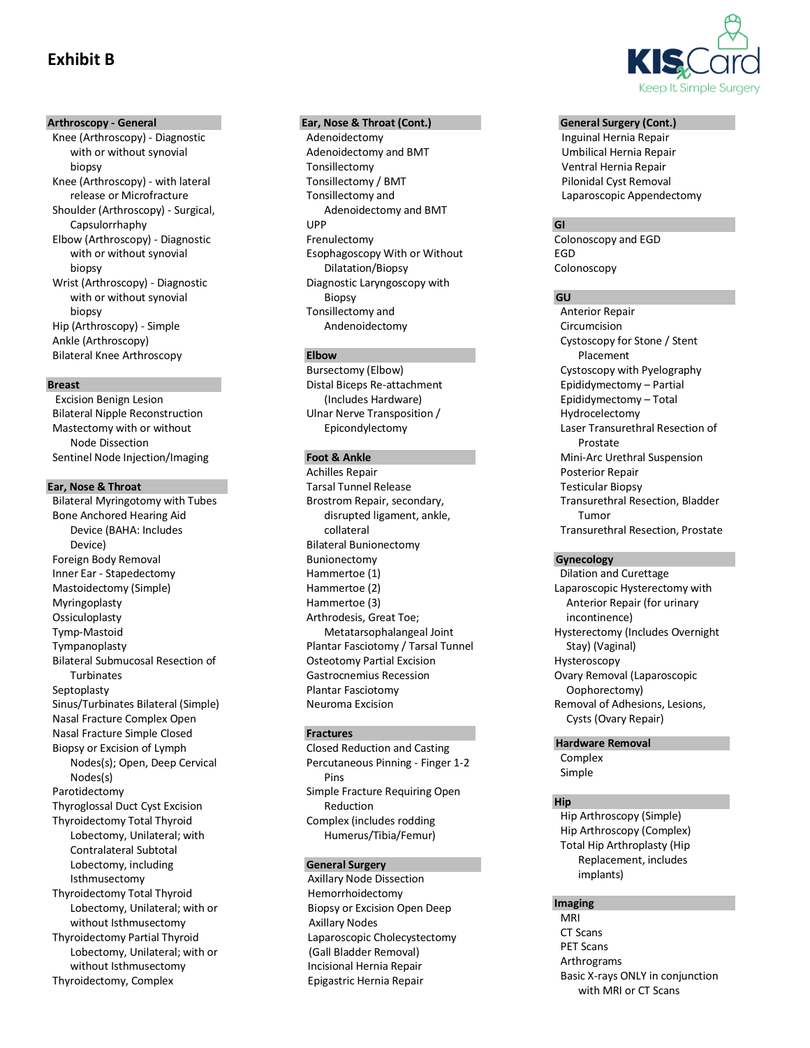# Exhibit B

KISxCard
Keep It Simple Surgery

### Arthroscopy - General

- Knee (Arthroscopy) - Diagnostic with or without synovial biopsy
- Knee (Arthroscopy) - with lateral release or Microfracture
- Shoulder (Arthroscopy) - Surgical, Capsulorrhaphy
- Elbow (Arthroscopy) - Diagnostic with or without synovial biopsy
- Wrist (Arthroscopy) - Diagnostic with or without synovial biopsy
- Hip (Arthroscopy) - Simple
- Ankle (Arthroscopy)
- Bilateral Knee Arthroscopy

### Breast

- Excision Benign Lesion
- Bilateral Nipple Reconstruction
- Mastectomy with or without Node Dissection
- Sentinel Node Injection/Imaging

### Ear, Nose & Throat

- Bilateral Myringotomy with Tubes
- Bone Anchored Hearing Aid Device (BAHA: Includes Device)
- Foreign Body Removal
- Inner Ear - Stapedectomy
- Mastoidectomy (Simple)
- Myringoplasty
- Ossiculoplasty
- Tymp-Mastoid
- Tympanoplasty
- Bilateral Submucosal Resection of Turbinates
- Septoplasty
- Sinus/Turbinates Bilateral (Simple)
- Nasal Fracture Complex Open
- Nasal Fracture Simple Closed
- Biopsy or Excision of Lymph Nodes(s); Open, Deep Cervical Nodes(s)
- Parotidectomy
- Thyroglossal Duct Cyst Excision
- Thyroidectomy Total Thyroid Lobectomy, Unilateral; with Contralateral Subtotal Lobectomy, including Isthmusectomy
- Thyroidectomy Total Thyroid Lobectomy, Unilateral; with or without Isthmusectomy
- Thyroidectomy Partial Thyroid Lobectomy, Unilateral; with or without Isthmusectomy
- Thyroidectomy, Complex

### Ear, Nose & Throat (Cont.)

- Adenoidectomy
- Adenoidectomy and BMT
- Tonsillectomy
- Tonsillectomy / BMT
- Tonsillectomy and Adenoidectomy and BMT
- UPP
- Frenulectomy
- Esophagoscopy With or Without Dilatation/Biopsy
- Diagnostic Laryngoscopy with Biopsy
- Tonsillectomy and Andenoidectomy

### Elbow

- Bursectomy (Elbow)
- Distal Biceps Re-attachment (Includes Hardware)
- Ulnar Nerve Transposition / Epicondylectomy

### Foot & Ankle

- Achilles Repair
- Tarsal Tunnel Release
- Brostrom Repair, secondary, disrupted ligament, ankle, collateral
- Bilateral Bunionectomy
- Bunionectomy
- Hammertoe (1)
- Hammertoe (2)
- Hammertoe (3)
- Arthrodesis, Great Toe; Metatarsophalangeal Joint
- Plantar Fasciotomy / Tarsal Tunnel
- Osteotomy Partial Excision
- Gastrocnemius Recession
- Plantar Fasciotomy
- Neuroma Excision

### Fractures

- Closed Reduction and Casting
- Percutaneous Pinning - Finger 1-2 Pins
- Simple Fracture Requiring Open Reduction
- Complex (includes rodding Humerus/Tibia/Femur)

### General Surgery

- Axillary Node Dissection
- Hemorrhoidectomy
- Biopsy or Excision Open Deep Axillary Nodes
- Laparoscopic Cholecystectomy (Gall Bladder Removal)
- Incisional Hernia Repair
- Epigastric Hernia Repair

### General Surgery (Cont.)

- Inguinal Hernia Repair
- Umbilical Hernia Repair
- Ventral Hernia Repair
- Pilonidal Cyst Removal
- Laparoscopic Appendectomy

### GI

- Colonoscopy and EGD
- EGD
- Colonoscopy

### GU

- Anterior Repair
- Circumcision
- Cystoscopy for Stone / Stent Placement
- Cystoscopy with Pyelography
- Epididymectomy – Partial
- Epididymectomy – Total
- Hydrocelectomy
- Laser Transurethral Resection of Prostate
- Mini-Arc Urethral Suspension
- Posterior Repair
- Testicular Biopsy
- Transurethral Resection, Bladder Tumor
- Transurethral Resection, Prostate

### Gynecology

- Dilation and Curettage
- Laparoscopic Hysterectomy with Anterior Repair (for urinary incontinence)
- Hysterectomy (Includes Overnight Stay) (Vaginal)
- Hysteroscopy
- Ovary Removal (Laparoscopic Oophorectomy)
- Removal of Adhesions, Lesions, Cysts (Ovary Repair)

### Hardware Removal

- Complex
- Simple

### Hip

- Hip Arthroscopy (Simple)
- Hip Arthroscopy (Complex)
- Total Hip Arthroplasty (Hip Replacement, includes implants)

### Imaging

- MRI
- CT Scans
- PET Scans
- Arthrograms
- Basic X-rays ONLY in conjunction with MRI or CT Scans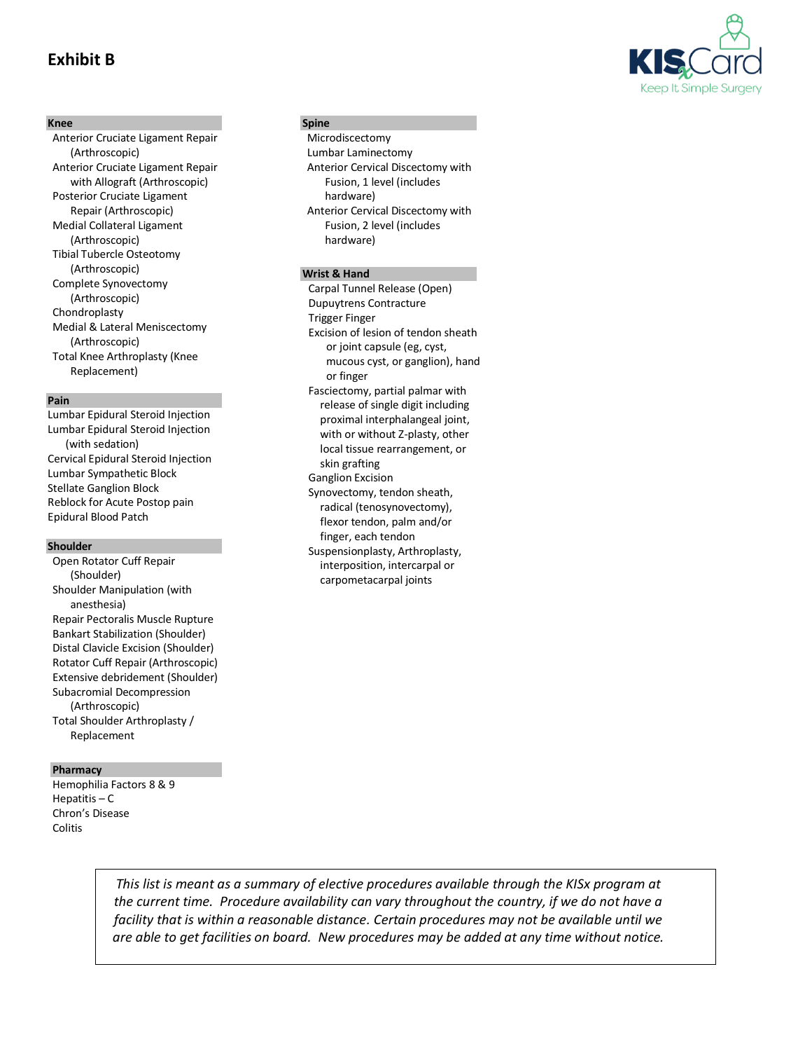# Exhibit B

KISx Card
Keep It Simple Surgery

## Knee

- Anterior Cruciate Ligament Repair (Arthroscopic)
- Anterior Cruciate Ligament Repair with Allograft (Arthroscopic)
- Posterior Cruciate Ligament Repair (Arthroscopic)
- Medial Collateral Ligament (Arthroscopic)
- Tibial Tubercle Osteotomy (Arthroscopic)
- Complete Synovectomy (Arthroscopic)
- Chondroplasty
- Medial & Lateral Meniscectomy (Arthroscopic)
- Total Knee Arthroplasty (Knee Replacement)

## Pain

- Lumbar Epidural Steroid Injection
- Lumbar Epidural Steroid Injection (with sedation)
- Cervical Epidural Steroid Injection
- Lumbar Sympathetic Block
- Stellate Ganglion Block
- Reblock for Acute Postop pain
- Epidural Blood Patch

## Shoulder

- Open Rotator Cuff Repair (Shoulder)
- Shoulder Manipulation (with anesthesia)
- Repair Pectoralis Muscle Rupture
- Bankart Stabilization (Shoulder)
- Distal Clavicle Excision (Shoulder)
- Rotator Cuff Repair (Arthroscopic)
- Extensive debridement (Shoulder)
- Subacromial Decompression (Arthroscopic)
- Total Shoulder Arthroplasty / Replacement

## Pharmacy

- Hemophilia Factors 8 & 9
- Hepatitis – C
- Chron's Disease
- Colitis

## Spine

- Microdiscectomy
- Lumbar Laminectomy
- Anterior Cervical Discectomy with Fusion, 1 level (includes hardware)
- Anterior Cervical Discectomy with Fusion, 2 level (includes hardware)

## Wrist & Hand

- Carpal Tunnel Release (Open)
- Dupuytrens Contracture
- Trigger Finger
- Excision of lesion of tendon sheath or joint capsule (eg, cyst, mucous cyst, or ganglion), hand or finger
- Fasciectomy, partial palmar with release of single digit including proximal interphalangeal joint, with or without Z-plasty, other local tissue rearrangement, or skin grafting
- Ganglion Excision
- Synovectomy, tendon sheath, radical (tenosynovectomy), flexor tendon, palm and/or finger, each tendon
- Suspensionplasty, Arthroplasty, interposition, intercarpal or carpometacarpal joints

*This list is meant as a summary of elective procedures available through the KISx program at the current time. Procedure availability can vary throughout the country, if we do not have a facility that is within a reasonable distance. Certain procedures may not be available until we are able to get facilities on board. New procedures may be added at any time without notice.*